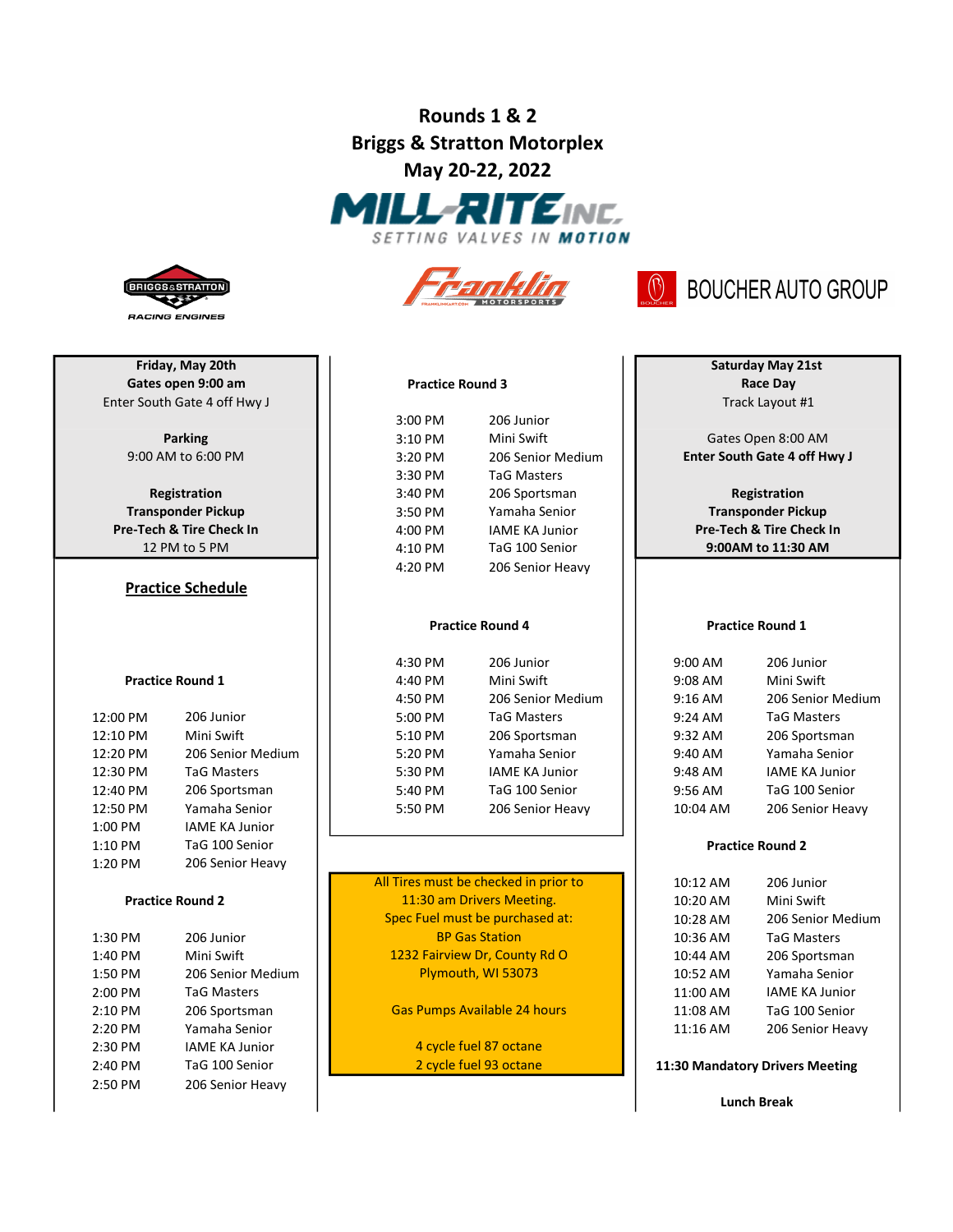# Rounds 1 & 2
# Briggs & Stratton Motorplex
# May 20-22, 2022

MILL-RITE INC. SETTING VALVES IN MOTION

BRIGGS & STRATTON RACING ENGINES

Franklin Motorsports

BOUCHER AUTO GROUP

**Friday, May 20th**
**Gates open 9:00 am**
Enter South Gate 4 off Hwy J

**Parking**
9:00 AM to 6:00 PM

**Registration**
**Transponder Pickup**
**Pre-Tech & Tire Check In**
12 PM to 5 PM

## Practice Schedule

**Practice Round 1**

| | |
|---|---|
| 12:00 PM | 206 Junior |
| 12:10 PM | Mini Swift |
| 12:20 PM | 206 Senior Medium |
| 12:30 PM | TaG Masters |
| 12:40 PM | 206 Sportsman |
| 12:50 PM | Yamaha Senior |
| 1:00 PM | IAME KA Junior |
| 1:10 PM | TaG 100 Senior |
| 1:20 PM | 206 Senior Heavy |

**Practice Round 2**

| | |
|---|---|
| 1:30 PM | 206 Junior |
| 1:40 PM | Mini Swift |
| 1:50 PM | 206 Senior Medium |
| 2:00 PM | TaG Masters |
| 2:10 PM | 206 Sportsman |
| 2:20 PM | Yamaha Senior |
| 2:30 PM | IAME KA Junior |
| 2:40 PM | TaG 100 Senior |
| 2:50 PM | 206 Senior Heavy |

**Practice Round 3**

| | |
|---|---|
| 3:00 PM | 206 Junior |
| 3:10 PM | Mini Swift |
| 3:20 PM | 206 Senior Medium |
| 3:30 PM | TaG Masters |
| 3:40 PM | 206 Sportsman |
| 3:50 PM | Yamaha Senior |
| 4:00 PM | IAME KA Junior |
| 4:10 PM | TaG 100 Senior |
| 4:20 PM | 206 Senior Heavy |

**Practice Round 4**

| | |
|---|---|
| 4:30 PM | 206 Junior |
| 4:40 PM | Mini Swift |
| 4:50 PM | 206 Senior Medium |
| 5:00 PM | TaG Masters |
| 5:10 PM | 206 Sportsman |
| 5:20 PM | Yamaha Senior |
| 5:30 PM | IAME KA Junior |
| 5:40 PM | TaG 100 Senior |
| 5:50 PM | 206 Senior Heavy |

All Tires must be checked in prior to
11:30 am Drivers Meeting.
Spec Fuel must be purchased at:
BP Gas Station
1232 Fairview Dr, County Rd O
Plymouth, WI 53073

Gas Pumps Available 24 hours

4 cycle fuel 87 octane
2 cycle fuel 93 octane

**Saturday May 21st**
**Race Day**
Track Layout #1

Gates Open 8:00 AM
**Enter South Gate 4 off Hwy J**

**Registration**
**Transponder Pickup**
**Pre-Tech & Tire Check In**
**9:00AM to 11:30 AM**

**Practice Round 1**

| | |
|---|---|
| 9:00 AM | 206 Junior |
| 9:08 AM | Mini Swift |
| 9:16 AM | 206 Senior Medium |
| 9:24 AM | TaG Masters |
| 9:32 AM | 206 Sportsman |
| 9:40 AM | Yamaha Senior |
| 9:48 AM | IAME KA Junior |
| 9:56 AM | TaG 100 Senior |
| 10:04 AM | 206 Senior Heavy |

**Practice Round 2**

| | |
|---|---|
| 10:12 AM | 206 Junior |
| 10:20 AM | Mini Swift |
| 10:28 AM | 206 Senior Medium |
| 10:36 AM | TaG Masters |
| 10:44 AM | 206 Sportsman |
| 10:52 AM | Yamaha Senior |
| 11:00 AM | IAME KA Junior |
| 11:08 AM | TaG 100 Senior |
| 11:16 AM | 206 Senior Heavy |

**11:30 Mandatory Drivers Meeting**

**Lunch Break**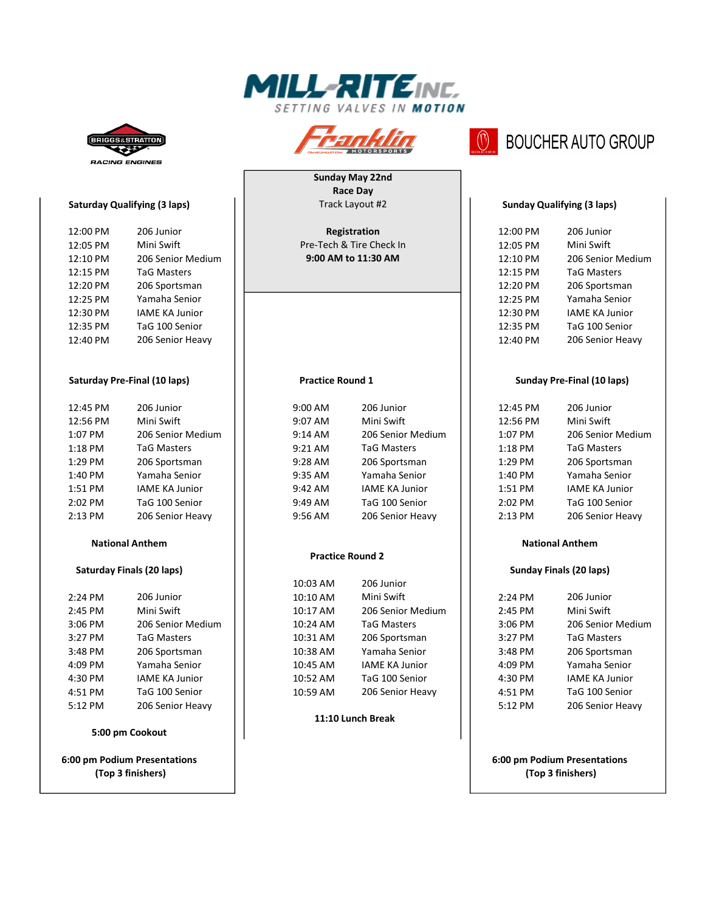MILL-RITE INC. SETTING VALVES IN MOTION

BRIGGS & STRATTON RACING ENGINES

Franklin MOTORSPORTS

BOUCHER AUTO GROUP

**Sunday May 22nd**
**Race Day**
Track Layout #2

**Registration**
Pre-Tech & Tire Check In
**9:00 AM to 11:30 AM**

**Saturday Qualifying (3 laps)**

| | |
|---|---|
| 12:00 PM | 206 Junior |
| 12:05 PM | Mini Swift |
| 12:10 PM | 206 Senior Medium |
| 12:15 PM | TaG Masters |
| 12:20 PM | 206 Sportsman |
| 12:25 PM | Yamaha Senior |
| 12:30 PM | IAME KA Junior |
| 12:35 PM | TaG 100 Senior |
| 12:40 PM | 206 Senior Heavy |

**Saturday Pre-Final (10 laps)**

| | |
|---|---|
| 12:45 PM | 206 Junior |
| 12:56 PM | Mini Swift |
| 1:07 PM | 206 Senior Medium |
| 1:18 PM | TaG Masters |
| 1:29 PM | 206 Sportsman |
| 1:40 PM | Yamaha Senior |
| 1:51 PM | IAME KA Junior |
| 2:02 PM | TaG 100 Senior |
| 2:13 PM | 206 Senior Heavy |

**National Anthem**

**Saturday Finals (20 laps)**

| | |
|---|---|
| 2:24 PM | 206 Junior |
| 2:45 PM | Mini Swift |
| 3:06 PM | 206 Senior Medium |
| 3:27 PM | TaG Masters |
| 3:48 PM | 206 Sportsman |
| 4:09 PM | Yamaha Senior |
| 4:30 PM | IAME KA Junior |
| 4:51 PM | TaG 100 Senior |
| 5:12 PM | 206 Senior Heavy |

**5:00 pm Cookout**

**6:00 pm Podium Presentations (Top 3 finishers)**

**Practice Round 1**

| | |
|---|---|
| 9:00 AM | 206 Junior |
| 9:07 AM | Mini Swift |
| 9:14 AM | 206 Senior Medium |
| 9:21 AM | TaG Masters |
| 9:28 AM | 206 Sportsman |
| 9:35 AM | Yamaha Senior |
| 9:42 AM | IAME KA Junior |
| 9:49 AM | TaG 100 Senior |
| 9:56 AM | 206 Senior Heavy |

**Practice Round 2**

| | |
|---|---|
| 10:03 AM | 206 Junior |
| 10:10 AM | Mini Swift |
| 10:17 AM | 206 Senior Medium |
| 10:24 AM | TaG Masters |
| 10:31 AM | 206 Sportsman |
| 10:38 AM | Yamaha Senior |
| 10:45 AM | IAME KA Junior |
| 10:52 AM | TaG 100 Senior |
| 10:59 AM | 206 Senior Heavy |

**11:10 Lunch Break**

**Sunday Qualifying (3 laps)**

| | |
|---|---|
| 12:00 PM | 206 Junior |
| 12:05 PM | Mini Swift |
| 12:10 PM | 206 Senior Medium |
| 12:15 PM | TaG Masters |
| 12:20 PM | 206 Sportsman |
| 12:25 PM | Yamaha Senior |
| 12:30 PM | IAME KA Junior |
| 12:35 PM | TaG 100 Senior |
| 12:40 PM | 206 Senior Heavy |

**Sunday Pre-Final (10 laps)**

| | |
|---|---|
| 12:45 PM | 206 Junior |
| 12:56 PM | Mini Swift |
| 1:07 PM | 206 Senior Medium |
| 1:18 PM | TaG Masters |
| 1:29 PM | 206 Sportsman |
| 1:40 PM | Yamaha Senior |
| 1:51 PM | IAME KA Junior |
| 2:02 PM | TaG 100 Senior |
| 2:13 PM | 206 Senior Heavy |

**National Anthem**

**Sunday Finals (20 laps)**

| | |
|---|---|
| 2:24 PM | 206 Junior |
| 2:45 PM | Mini Swift |
| 3:06 PM | 206 Senior Medium |
| 3:27 PM | TaG Masters |
| 3:48 PM | 206 Sportsman |
| 4:09 PM | Yamaha Senior |
| 4:30 PM | IAME KA Junior |
| 4:51 PM | TaG 100 Senior |
| 5:12 PM | 206 Senior Heavy |

**6:00 pm Podium Presentations (Top 3 finishers)**